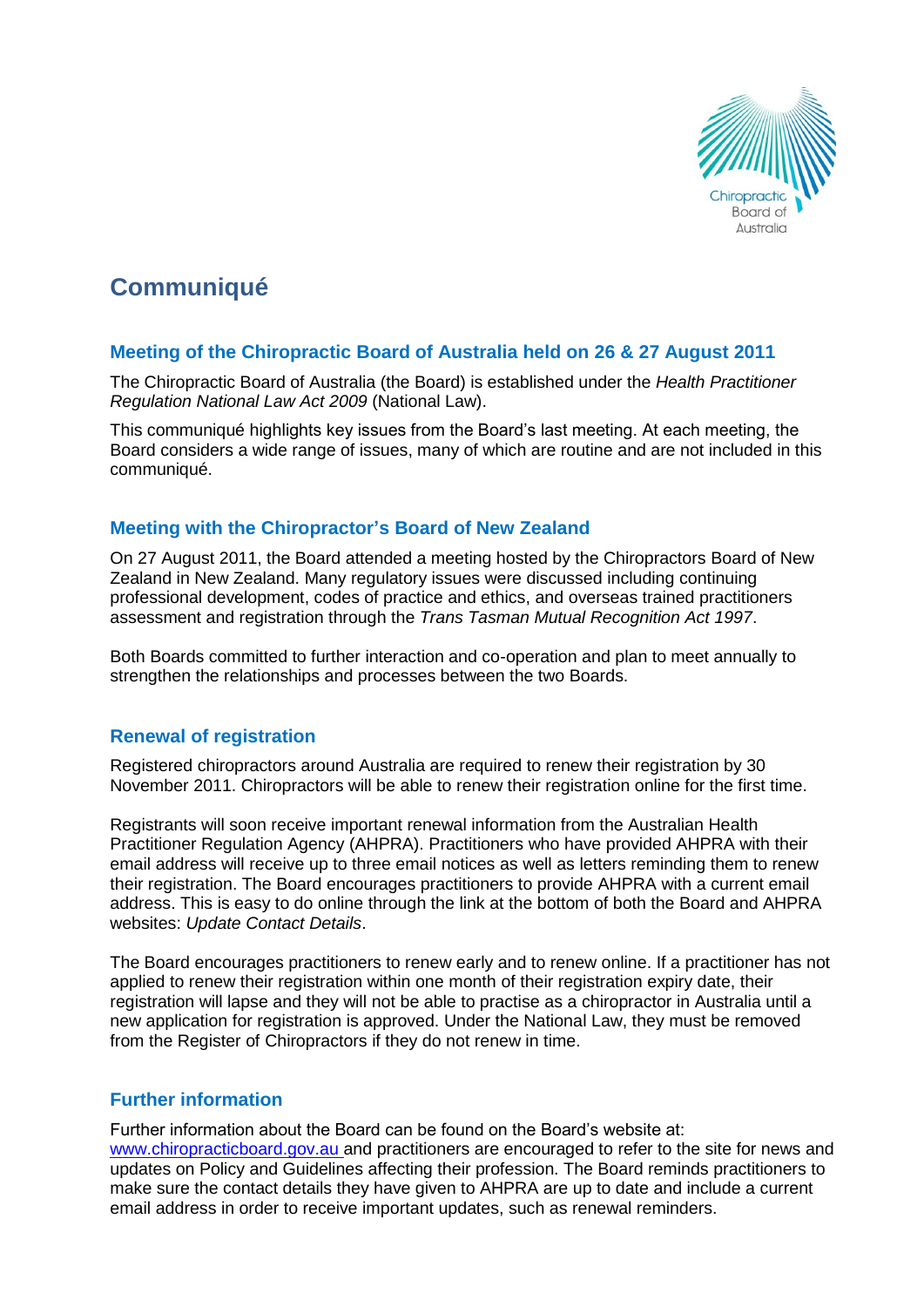# Communiqué

## Meeting of the Chiropractic Board of Australia held on 26 & 27 August 2011

The Chiropractic Board of Australia (the Board) is established under the *Health Practitioner Regulation National Law Act 2009* (National Law).

This communiqué highlights key issues from the Board's last meeting. At each meeting, the Board considers a wide range of issues, many of which are routine and are not included in this communiqué.

## Meeting with the Chiropractor's Board of New Zealand

On 27 August 2011, the Board attended a meeting hosted by the Chiropractors Board of New Zealand in New Zealand. Many regulatory issues were discussed including continuing professional development, codes of practice and ethics, and overseas trained practitioners assessment and registration through the *Trans Tasman Mutual Recognition Act 1997*.

Both Boards committed to further interaction and co-operation and plan to meet annually to strengthen the relationships and processes between the two Boards.

## Renewal of registration

Registered chiropractors around Australia are required to renew their registration by 30 November 2011. Chiropractors will be able to renew their registration online for the first time.

Registrants will soon receive important renewal information from the Australian Health Practitioner Regulation Agency (AHPRA). Practitioners who have provided AHPRA with their email address will receive up to three email notices as well as letters reminding them to renew their registration. The Board encourages practitioners to provide AHPRA with a current email address. This is easy to do online through the link at the bottom of both the Board and AHPRA websites: *Update Contact Details*.

The Board encourages practitioners to renew early and to renew online. If a practitioner has not applied to renew their registration within one month of their registration expiry date, their registration will lapse and they will not be able to practise as a chiropractor in Australia until a new application for registration is approved. Under the National Law, they must be removed from the Register of Chiropractors if they do not renew in time.

## Further information

Further information about the Board can be found on the Board's website at: www.chiropracticboard.gov.au and practitioners are encouraged to refer to the site for news and updates on Policy and Guidelines affecting their profession. The Board reminds practitioners to make sure the contact details they have given to AHPRA are up to date and include a current email address in order to receive important updates, such as renewal reminders.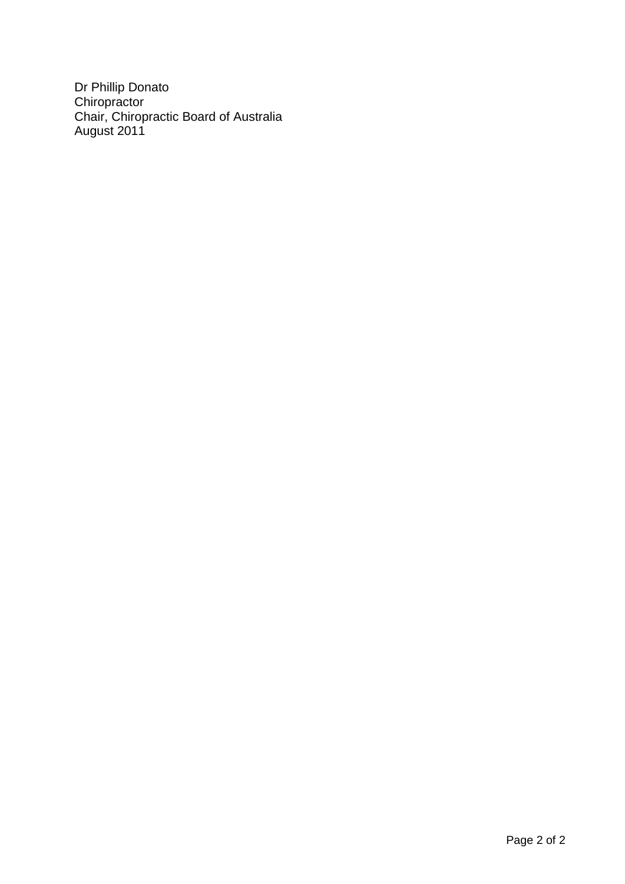Dr Phillip Donato  
Chiropractor  
Chair, Chiropractic Board of Australia  
August 2011